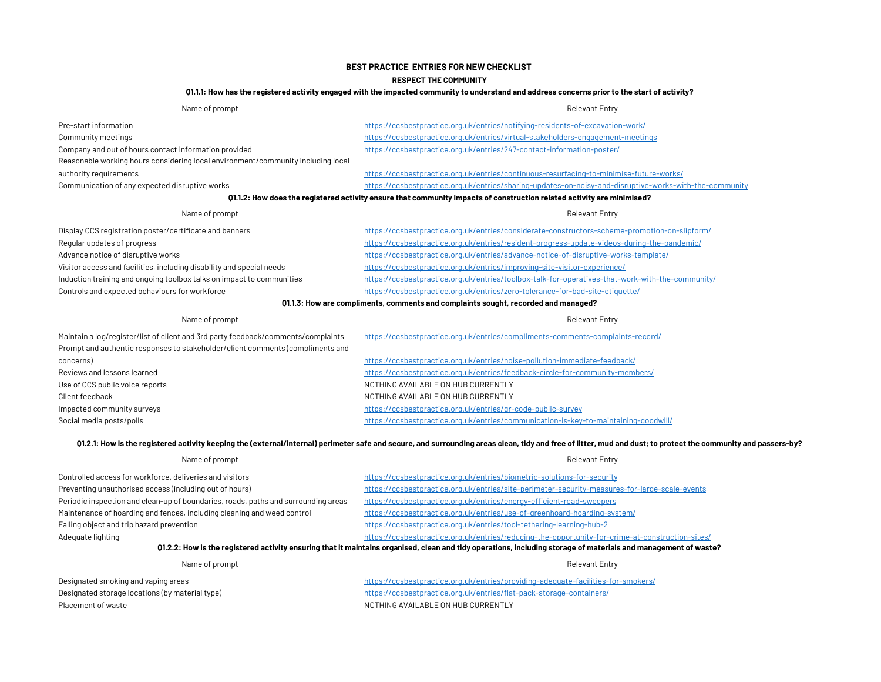# BEST PRACTICE ENTRIES FOR NEW CHECKLIST

## RESPECT THE COMMUNITY

### Q1.1.1: How has the registered activity engaged with the impacted community to understand and address concerns prior to the start of activity?

| Name of prompt | Relevant Entry |
|---|---|
| Pre-start information | https://ccsbestpractice.org.uk/entries/notifying-residents-of-excavation-work/ |
| Community meetings | https://ccsbestpractice.org.uk/entries/virtual-stakeholders-engagement-meetings |
| Company and out of hours contact information provided | https://ccsbestpractice.org.uk/entries/247-contact-information-poster/ |
| Reasonable working hours considering local environment/community including local authority requirements | https://ccsbestpractice.org.uk/entries/continuous-resurfacing-to-minimise-future-works/ |
| Communication of any expected disruptive works | https://ccsbestpractice.org.uk/entries/sharing-updates-on-noisy-and-disruptive-works-with-the-community |

### Q1.1.2: How does the registered activity ensure that community impacts of construction related activity are minimised?

| Name of prompt | Relevant Entry |
|---|---|
| Display CCS registration poster/certificate and banners | https://ccsbestpractice.org.uk/entries/considerate-constructors-scheme-promotion-on-slipform/ |
| Regular updates of progress | https://ccsbestpractice.org.uk/entries/resident-progress-update-videos-during-the-pandemic/ |
| Advance notice of disruptive works | https://ccsbestpractice.org.uk/entries/advance-notice-of-disruptive-works-template/ |
| Visitor access and facilities, including disability and special needs | https://ccsbestpractice.org.uk/entries/improving-site-visitor-experience/ |
| Induction training and ongoing toolbox talks on impact to communities | https://ccsbestpractice.org.uk/entries/toolbox-talk-for-operatives-that-work-with-the-community/ |
| Controls and expected behaviours for workforce | https://ccsbestpractice.org.uk/entries/zero-tolerance-for-bad-site-etiquette/ |

### Q1.1.3: How are compliments, comments and complaints sought, recorded and managed?

| Name of prompt | Relevant Entry |
|---|---|
| Maintain a log/register/list of client and 3rd party feedback/comments/complaints | https://ccsbestpractice.org.uk/entries/compliments-comments-complaints-record/ |
| Prompt and authentic responses to stakeholder/client comments (compliments and concerns) | https://ccsbestpractice.org.uk/entries/noise-pollution-immediate-feedback/ |
| Reviews and lessons learned | https://ccsbestpractice.org.uk/entries/feedback-circle-for-community-members/ |
| Use of CCS public voice reports | NOTHING AVAILABLE ON HUB CURRENTLY |
| Client feedback | NOTHING AVAILABLE ON HUB CURRENTLY |
| Impacted community surveys | https://ccsbestpractice.org.uk/entries/qr-code-public-survey |
| Social media posts/polls | https://ccsbestpractice.org.uk/entries/communication-is-key-to-maintaining-goodwill/ |

### Q1.2.1: How is the registered activity keeping the (external/internal) perimeter safe and secure, and surrounding areas clean, tidy and free of litter, mud and dust; to protect the community and passers-by?

| Name of prompt | Relevant Entry |
|---|---|
| Controlled access for workforce, deliveries and visitors | https://ccsbestpractice.org.uk/entries/biometric-solutions-for-security |
| Preventing unauthorised access (including out of hours) | https://ccsbestpractice.org.uk/entries/site-perimeter-security-measures-for-large-scale-events |
| Periodic inspection and clean-up of boundaries, roads, paths and surrounding areas | https://ccsbestpractice.org.uk/entries/energy-efficient-road-sweepers |
| Maintenance of hoarding and fences, including cleaning and weed control | https://ccsbestpractice.org.uk/entries/use-of-greenhoard-hoarding-system/ |
| Falling object and trip hazard prevention | https://ccsbestpractice.org.uk/entries/tool-tethering-learning-hub-2 |
| Adequate lighting | https://ccsbestpractice.org.uk/entries/reducing-the-opportunity-for-crime-at-construction-sites/ |

### Q1.2.2: How is the registered activity ensuring that it maintains organised, clean and tidy operations, including storage of materials and management of waste?

| Name of prompt | Relevant Entry |
|---|---|
| Designated smoking and vaping areas | https://ccsbestpractice.org.uk/entries/providing-adequate-facilities-for-smokers/ |
| Designated storage locations (by material type) | https://ccsbestpractice.org.uk/entries/flat-pack-storage-containers/ |
| Placement of waste | NOTHING AVAILABLE ON HUB CURRENTLY |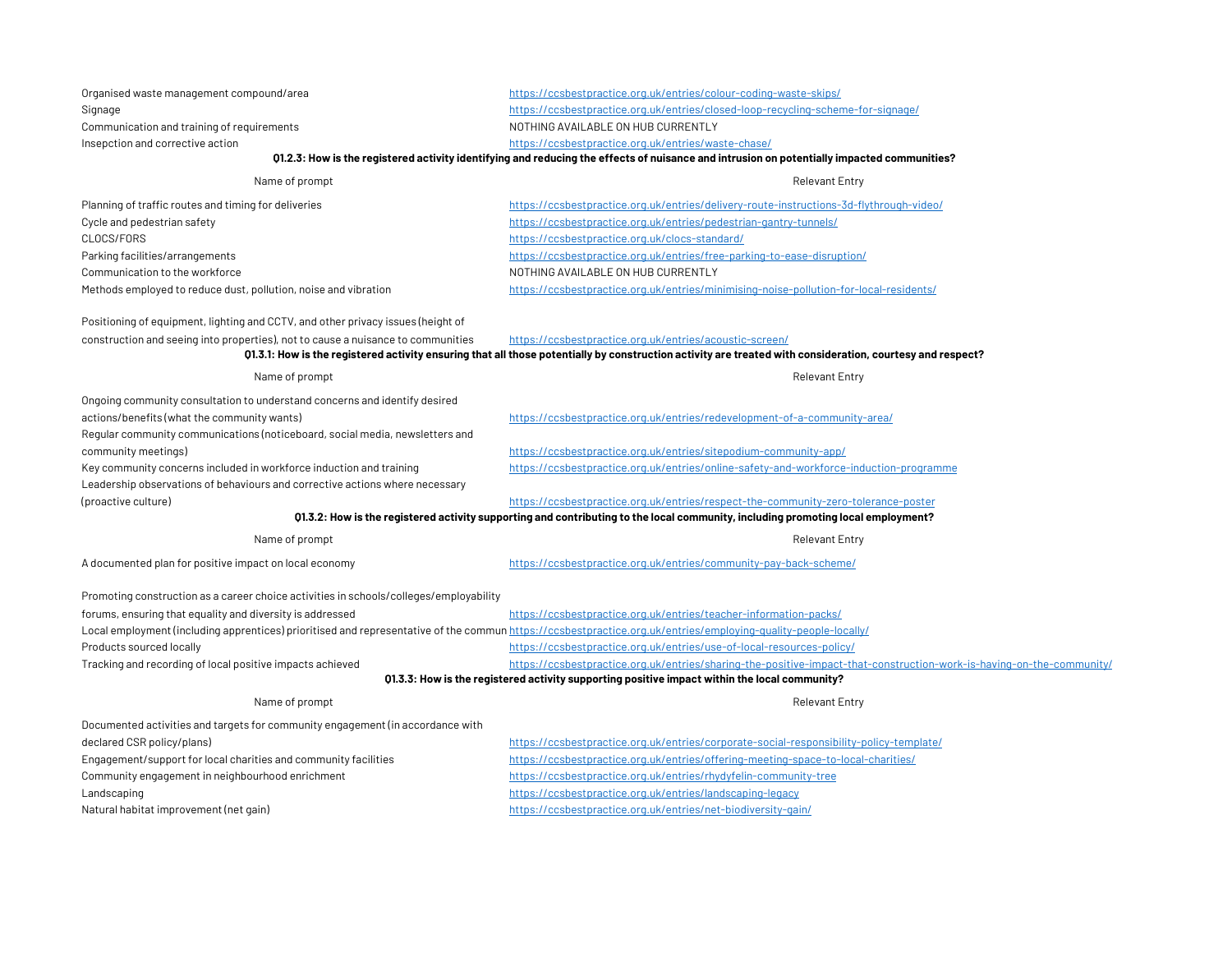| | |
|---|---|
| Organised waste management compound/area | https://ccsbestpractice.org.uk/entries/colour-coding-waste-skips/ |
| Signage | https://ccsbestpractice.org.uk/entries/closed-loop-recycling-scheme-for-signage/ |
| Communication and training of requirements | NOTHING AVAILABLE ON HUB CURRENTLY |
| Insepction and corrective action | https://ccsbestpractice.org.uk/entries/waste-chase/ |

**Q1.2.3: How is the registered activity identifying and reducing the effects of nuisance and intrusion on potentially impacted communities?**

| Name of prompt | Relevant Entry |
|---|---|
| Planning of traffic routes and timing for deliveries | https://ccsbestpractice.org.uk/entries/delivery-route-instructions-3d-flythrough-video/ |
| Cycle and pedestrian safety | https://ccsbestpractice.org.uk/entries/pedestrian-gantry-tunnels/ |
| CLOCS/FORS | https://ccsbestpractice.org.uk/clocs-standard/ |
| Parking facilities/arrangements | https://ccsbestpractice.org.uk/entries/free-parking-to-ease-disruption/ |
| Communication to the workforce | NOTHING AVAILABLE ON HUB CURRENTLY |
| Methods employed to reduce dust, pollution, noise and vibration | https://ccsbestpractice.org.uk/entries/minimising-noise-pollution-for-local-residents/ |
| Positioning of equipment, lighting and CCTV, and other privacy issues (height of construction and seeing into properties), not to cause a nuisance to communities | https://ccsbestpractice.org.uk/entries/acoustic-screen/ |

**Q1.3.1: How is the registered activity ensuring that all those potentially by construction activity are treated with consideration, courtesy and respect?**

| Name of prompt | Relevant Entry |
|---|---|
| Ongoing community consultation to understand concerns and identify desired actions/benefits (what the community wants) | https://ccsbestpractice.org.uk/entries/redevelopment-of-a-community-area/ |
| Regular community communications (noticeboard, social media, newsletters and community meetings) | https://ccsbestpractice.org.uk/entries/sitepodium-community-app/ |
| Key community concerns included in workforce induction and training | https://ccsbestpractice.org.uk/entries/online-safety-and-workforce-induction-programme |
| Leadership observations of behaviours and corrective actions where necessary (proactive culture) | https://ccsbestpractice.org.uk/entries/respect-the-community-zero-tolerance-poster |

**Q1.3.2: How is the registered activity supporting and contributing to the local community, including promoting local employment?**

| Name of prompt | Relevant Entry |
|---|---|
| A documented plan for positive impact on local economy | https://ccsbestpractice.org.uk/entries/community-pay-back-scheme/ |
| Promoting construction as a career choice activities in schools/colleges/employability forums, ensuring that equality and diversity is addressed | https://ccsbestpractice.org.uk/entries/teacher-information-packs/ |
| Local employment (including apprentices) prioritised and representative of the commun | https://ccsbestpractice.org.uk/entries/employing-quality-people-locally/ |
| Products sourced locally | https://ccsbestpractice.org.uk/entries/use-of-local-resources-policy/ |
| Tracking and recording of local positive impacts achieved | https://ccsbestpractice.org.uk/entries/sharing-the-positive-impact-that-construction-work-is-having-on-the-community/ |

**Q1.3.3: How is the registered activity supporting positive impact within the local community?**

| Name of prompt | Relevant Entry |
|---|---|
| Documented activities and targets for community engagement (in accordance with declared CSR policy/plans) | https://ccsbestpractice.org.uk/entries/corporate-social-responsibility-policy-template/ |
| Engagement/support for local charities and community facilities | https://ccsbestpractice.org.uk/entries/offering-meeting-space-to-local-charities/ |
| Community engagement in neighbourhood enrichment | https://ccsbestpractice.org.uk/entries/rhydyfelin-community-tree |
| Landscaping | https://ccsbestpractice.org.uk/entries/landscaping-legacy |
| Natural habitat improvement (net gain) | https://ccsbestpractice.org.uk/entries/net-biodiversity-gain/ |